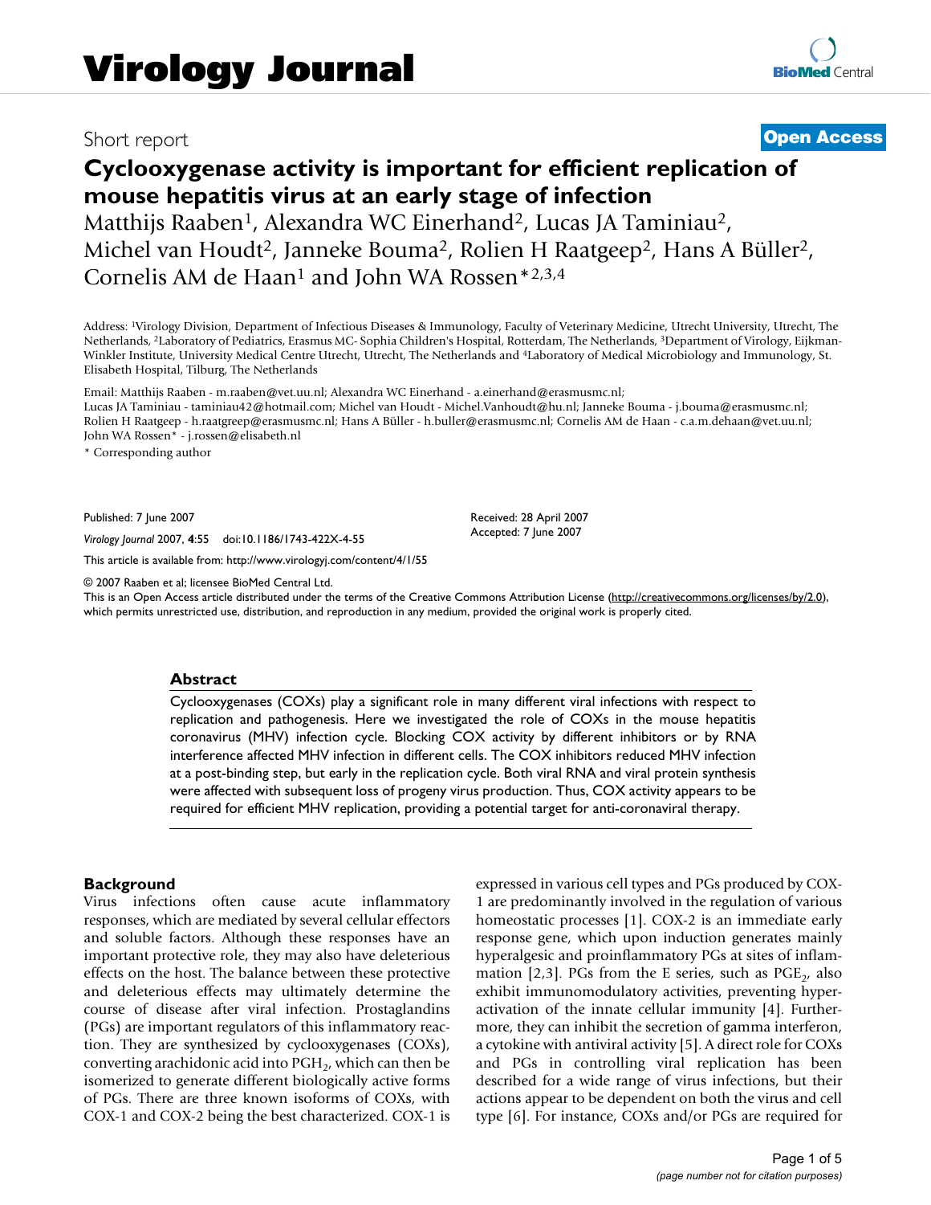Short report

**Open Access**

# Cyclooxygenase activity is important for efficient replication of mouse hepatitis virus at an early stage of infection

Matthijs Raaben[1], Alexandra WC Einerhand[2], Lucas JA Taminiau[2], Michel van Houdt[2], Janneke Bouma[2], Rolien H Raatgeep[2], Hans A Büller[2], Cornelis AM de Haan[1] and John WA Rossen*[2,3,4]

Address: [1]Virology Division, Department of Infectious Diseases & Immunology, Faculty of Veterinary Medicine, Utrecht University, Utrecht, The Netherlands, [2]Laboratory of Pediatrics, Erasmus MC- Sophia Children's Hospital, Rotterdam, The Netherlands, [3]Department of Virology, Eijkman-Winkler Institute, University Medical Centre Utrecht, Utrecht, The Netherlands and [4]Laboratory of Medical Microbiology and Immunology, St. Elisabeth Hospital, Tilburg, The Netherlands

Email: Matthijs Raaben - m.raaben@vet.uu.nl; Alexandra WC Einerhand - a.einerhand@erasmusmc.nl; Lucas JA Taminiau - taminiau42@hotmail.com; Michel van Houdt - Michel.Vanhoudt@hu.nl; Janneke Bouma - j.bouma@erasmusmc.nl; Rolien H Raatgeep - h.raatgreep@erasmusmc.nl; Hans A Büller - h.buller@erasmusmc.nl; Cornelis AM de Haan - c.a.m.dehaan@vet.uu.nl; John WA Rossen* - j.rossen@elisabeth.nl

* Corresponding author

Published: 7 June 2007

*Virology Journal* 2007, **4**:55 doi:10.1186/1743-422X-4-55

Received: 28 April 2007
Accepted: 7 June 2007

This article is available from: http://www.virologyj.com/content/4/1/55

© 2007 Raaben et al; licensee BioMed Central Ltd.
This is an Open Access article distributed under the terms of the Creative Commons Attribution License (http://creativecommons.org/licenses/by/2.0), which permits unrestricted use, distribution, and reproduction in any medium, provided the original work is properly cited.

## Abstract

Cyclooxygenases (COXs) play a significant role in many different viral infections with respect to replication and pathogenesis. Here we investigated the role of COXs in the mouse hepatitis coronavirus (MHV) infection cycle. Blocking COX activity by different inhibitors or by RNA interference affected MHV infection in different cells. The COX inhibitors reduced MHV infection at a post-binding step, but early in the replication cycle. Both viral RNA and viral protein synthesis were affected with subsequent loss of progeny virus production. Thus, COX activity appears to be required for efficient MHV replication, providing a potential target for anti-coronaviral therapy.

## Background

Virus infections often cause acute inflammatory responses, which are mediated by several cellular effectors and soluble factors. Although these responses have an important protective role, they may also have deleterious effects on the host. The balance between these protective and deleterious effects may ultimately determine the course of disease after viral infection. Prostaglandins (PGs) are important regulators of this inflammatory reaction. They are synthesized by cyclooxygenases (COXs), converting arachidonic acid into $PGH_2$, which can then be isomerized to generate different biologically active forms of PGs. There are three known isoforms of COXs, with COX-1 and COX-2 being the best characterized. COX-1 is expressed in various cell types and PGs produced by COX-1 are predominantly involved in the regulation of various homeostatic processes [1]. COX-2 is an immediate early response gene, which upon induction generates mainly hyperalgesic and proinflammatory PGs at sites of inflammation [2,3]. PGs from the E series, such as $PGE_2$, also exhibit immunomodulatory activities, preventing hyperactivation of the innate cellular immunity [4]. Furthermore, they can inhibit the secretion of gamma interferon, a cytokine with antiviral activity [5]. A direct role for COXs and PGs in controlling viral replication has been described for a wide range of virus infections, but their actions appear to be dependent on both the virus and cell type [6]. For instance, COXs and/or PGs are required for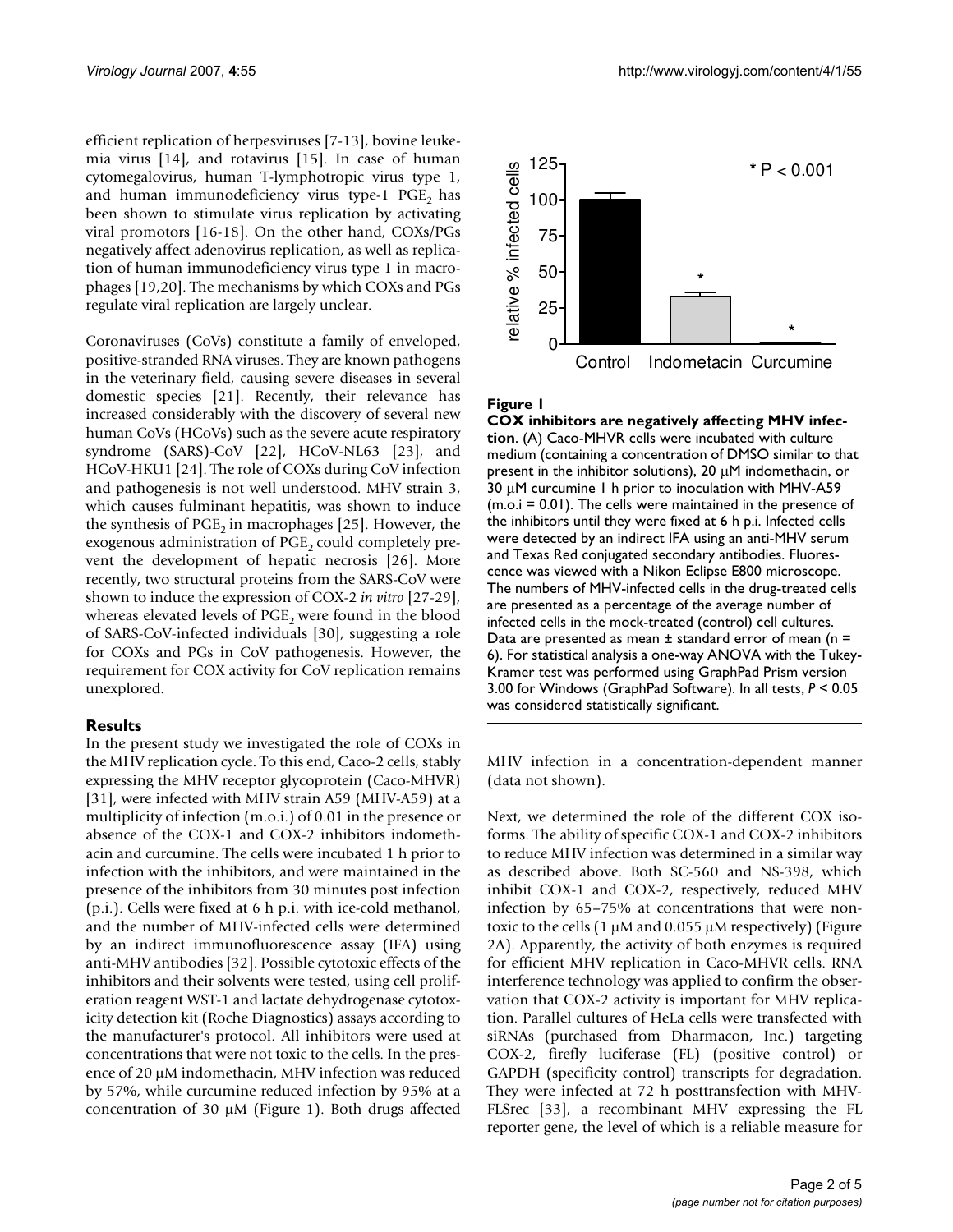efficient replication of herpesviruses [7-13], bovine leukemia virus [14], and rotavirus [15]. In case of human cytomegalovirus, human T-lymphotropic virus type 1, and human immunodeficiency virus type-1 $PGE_2$ has been shown to stimulate virus replication by activating viral promotors [16-18]. On the other hand, COXs/PGs negatively affect adenovirus replication, as well as replication of human immunodeficiency virus type 1 in macrophages [19,20]. The mechanisms by which COXs and PGs regulate viral replication are largely unclear.

Coronaviruses (CoVs) constitute a family of enveloped, positive-stranded RNA viruses. They are known pathogens in the veterinary field, causing severe diseases in several domestic species [21]. Recently, their relevance has increased considerably with the discovery of several new human CoVs (HCoVs) such as the severe acute respiratory syndrome (SARS)-CoV [22], HCoV-NL63 [23], and HCoV-HKU1 [24]. The role of COXs during CoV infection and pathogenesis is not well understood. MHV strain 3, which causes fulminant hepatitis, was shown to induce the synthesis of $PGE_2$ in macrophages [25]. However, the exogenous administration of $PGE_2$ could completely prevent the development of hepatic necrosis [26]. More recently, two structural proteins from the SARS-CoV were shown to induce the expression of COX-2 *in vitro* [27-29], whereas elevated levels of $PGE_2$ were found in the blood of SARS-CoV-infected individuals [30], suggesting a role for COXs and PGs in CoV pathogenesis. However, the requirement for COX activity for CoV replication remains unexplored.

## Results

In the present study we investigated the role of COXs in the MHV replication cycle. To this end, Caco-2 cells, stably expressing the MHV receptor glycoprotein (Caco-MHVR) [31], were infected with MHV strain A59 (MHV-A59) at a multiplicity of infection (m.o.i.) of 0.01 in the presence or absence of the COX-1 and COX-2 inhibitors indomethacin and curcumine. The cells were incubated 1 h prior to infection with the inhibitors, and were maintained in the presence of the inhibitors from 30 minutes post infection (p.i.). Cells were fixed at 6 h p.i. with ice-cold methanol, and the number of MHV-infected cells were determined by an indirect immunofluorescence assay (IFA) using anti-MHV antibodies [32]. Possible cytotoxic effects of the inhibitors and their solvents were tested, using cell proliferation reagent WST-1 and lactate dehydrogenase cytotoxicity detection kit (Roche Diagnostics) assays according to the manufacturer's protocol. All inhibitors were used at concentrations that were not toxic to the cells. In the presence of 20 μM indomethacin, MHV infection was reduced by 57%, while curcumine reduced infection by 95% at a concentration of 30 μM (Figure 1). Both drugs affected MHV infection in a concentration-dependent manner (data not shown).

**Figure 1**

**COX inhibitors are negatively affecting MHV infection**. (A) Caco-MHVR cells were incubated with culture medium (containing a concentration of DMSO similar to that present in the inhibitor solutions), 20 μM indomethacin, or 30 μM curcumine 1 h prior to inoculation with MHV-A59 (m.o.i = 0.01). The cells were maintained in the presence of the inhibitors until they were fixed at 6 h p.i. Infected cells were detected by an indirect IFA using an anti-MHV serum and Texas Red conjugated secondary antibodies. Fluorescence was viewed with a Nikon Eclipse E800 microscope. The numbers of MHV-infected cells in the drug-treated cells are presented as a percentage of the average number of infected cells in the mock-treated (control) cell cultures. Data are presented as mean ± standard error of mean (n = 6). For statistical analysis a one-way ANOVA with the Tukey-Kramer test was performed using GraphPad Prism version 3.00 for Windows (GraphPad Software). In all tests, $P < 0.05$ was considered statistically significant.

Next, we determined the role of the different COX isoforms. The ability of specific COX-1 and COX-2 inhibitors to reduce MHV infection was determined in a similar way as described above. Both SC-560 and NS-398, which inhibit COX-1 and COX-2, respectively, reduced MHV infection by 65–75% at concentrations that were non-toxic to the cells (1 μM and 0.055 μM respectively) (Figure 2A). Apparently, the activity of both enzymes is required for efficient MHV replication in Caco-MHVR cells. RNA interference technology was applied to confirm the observation that COX-2 activity is important for MHV replication. Parallel cultures of HeLa cells were transfected with siRNAs (purchased from Dharmacon, Inc.) targeting COX-2, firefly luciferase (FL) (positive control) or GAPDH (specificity control) transcripts for degradation. They were infected at 72 h posttransfection with MHV-FLSrec [33], a recombinant MHV expressing the FL reporter gene, the level of which is a reliable measure for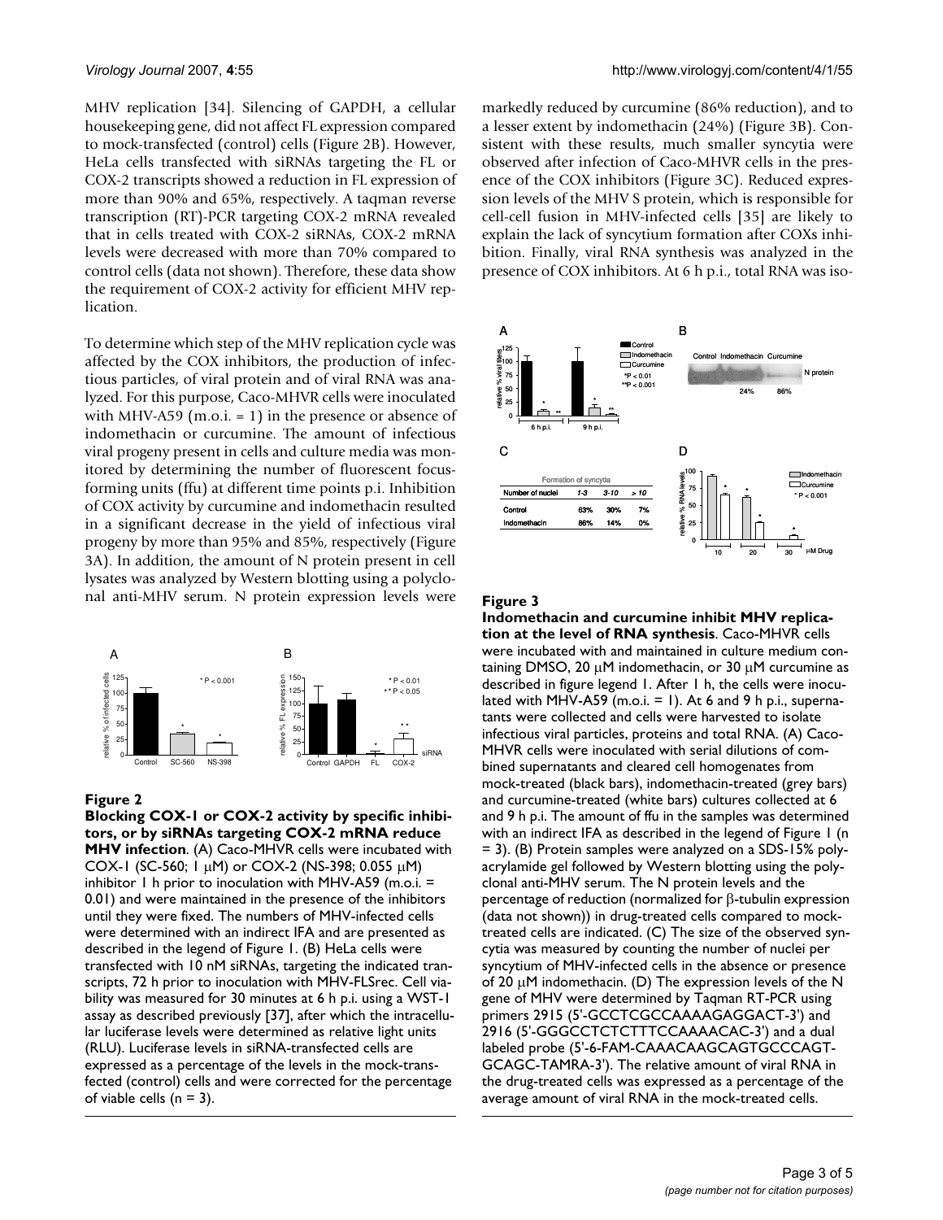MHV replication [34]. Silencing of GAPDH, a cellular housekeeping gene, did not affect FL expression compared to mock-transfected (control) cells (Figure 2B). However, HeLa cells transfected with siRNAs targeting the FL or COX-2 transcripts showed a reduction in FL expression of more than 90% and 65%, respectively. A taqman reverse transcription (RT)-PCR targeting COX-2 mRNA revealed that in cells treated with COX-2 siRNAs, COX-2 mRNA levels were decreased with more than 70% compared to control cells (data not shown). Therefore, these data show the requirement of COX-2 activity for efficient MHV replication.

To determine which step of the MHV replication cycle was affected by the COX inhibitors, the production of infectious particles, of viral protein and of viral RNA was analyzed. For this purpose, Caco-MHVR cells were inoculated with MHV-A59 (m.o.i. = 1) in the presence or absence of indomethacin or curcumine. The amount of infectious viral progeny present in cells and culture media was monitored by determining the number of fluorescent focus-forming units (ffu) at different time points p.i. Inhibition of COX activity by curcumine and indomethacin resulted in a significant decrease in the yield of infectious viral progeny by more than 95% and 85%, respectively (Figure 3A). In addition, the amount of N protein present in cell lysates was analyzed by Western blotting using a polyclonal anti-MHV serum. N protein expression levels were markedly reduced by curcumine (86% reduction), and to a lesser extent by indomethacin (24%) (Figure 3B). Consistent with these results, much smaller syncytia were observed after infection of Caco-MHVR cells in the presence of the COX inhibitors (Figure 3C). Reduced expression levels of the MHV S protein, which is responsible for cell-cell fusion in MHV-infected cells [35] are likely to explain the lack of syncytium formation after COXs inhibition. Finally, viral RNA synthesis was analyzed in the presence of COX inhibitors. At 6 h p.i., total RNA was iso-

**Figure 2**

**Blocking COX-1 or COX-2 activity by specific inhibitors, or by siRNAs targeting COX-2 mRNA reduce MHV infection**. (A) Caco-MHVR cells were incubated with COX-1 (SC-560; 1 μM) or COX-2 (NS-398; 0.055 μM) inhibitor 1 h prior to inoculation with MHV-A59 (m.o.i. = 0.01) and were maintained in the presence of the inhibitors until they were fixed. The numbers of MHV-infected cells were determined with an indirect IFA and are presented as described in the legend of Figure 1. (B) HeLa cells were transfected with 10 nM siRNAs, targeting the indicated transcripts, 72 h prior to inoculation with MHV-FLSrec. Cell viability was measured for 30 minutes at 6 h p.i. using a WST-1 assay as described previously [37], after which the intracellular luciferase levels were determined as relative light units (RLU). Luciferase levels in siRNA-transfected cells are expressed as a percentage of the levels in the mock-transfected (control) cells and were corrected for the percentage of viable cells (n = 3).

| Formation of syncytia | | | |
|---|---|---|---|
| Number of nuclei | 1-3 | 3-10 | > 10 |
| Control | 63% | 30% | 7% |
| Indomethacin | 86% | 14% | 0% |

**Figure 3**

**Indomethacin and curcumine inhibit MHV replication at the level of RNA synthesis**. Caco-MHVR cells were incubated with and maintained in culture medium containing DMSO, 20 μM indomethacin, or 30 μM curcumine as described in figure legend 1. After 1 h, the cells were inoculated with MHV-A59 (m.o.i. = 1). At 6 and 9 h p.i., supernatants were collected and cells were harvested to isolate infectious viral particles, proteins and total RNA. (A) Caco-MHVR cells were inoculated with serial dilutions of combined supernatants and cleared cell homogenates from mock-treated (black bars), indomethacin-treated (grey bars) and curcumine-treated (white bars) cultures collected at 6 and 9 h p.i. The amount of ffu in the samples was determined with an indirect IFA as described in the legend of Figure 1 (n = 3). (B) Protein samples were analyzed on a SDS-15% polyacrylamide gel followed by Western blotting using the polyclonal anti-MHV serum. The N protein levels and the percentage of reduction (normalized for β-tubulin expression (data not shown)) in drug-treated cells compared to mock-treated cells are indicated. (C) The size of the observed syncytia was measured by counting the number of nuclei per syncytium of MHV-infected cells in the absence or presence of 20 μM indomethacin. (D) The expression levels of the N gene of MHV were determined by Taqman RT-PCR using primers 2915 (5'-GCCTCGCCAAAAGAGGACT-3') and 2916 (5'-GGGCCTCTCTTTCCAAAACAC-3') and a dual labeled probe (5'-6-FAM-CAAACAAGCAGTGCCCAGT-GCAGC-TAMRA-3'). The relative amount of viral RNA in the drug-treated cells was expressed as a percentage of the average amount of viral RNA in the mock-treated cells.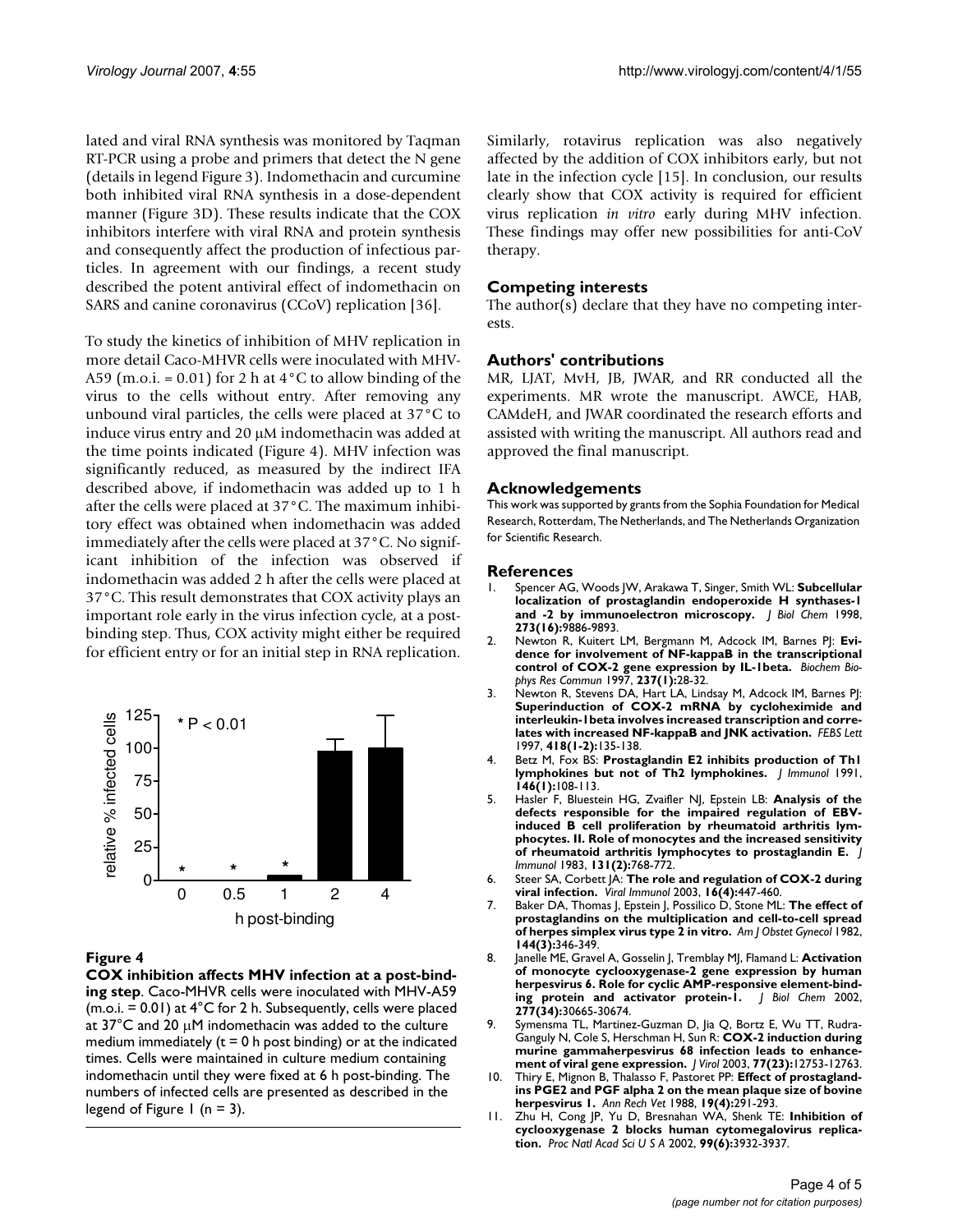lated and viral RNA synthesis was monitored by Taqman RT-PCR using a probe and primers that detect the N gene (details in legend Figure 3). Indomethacin and curcumine both inhibited viral RNA synthesis in a dose-dependent manner (Figure 3D). These results indicate that the COX inhibitors interfere with viral RNA and protein synthesis and consequently affect the production of infectious particles. In agreement with our findings, a recent study described the potent antiviral effect of indomethacin on SARS and canine coronavirus (CCoV) replication [36].

To study the kinetics of inhibition of MHV replication in more detail Caco-MHVR cells were inoculated with MHV-A59 (m.o.i. = 0.01) for 2 h at 4°C to allow binding of the virus to the cells without entry. After removing any unbound viral particles, the cells were placed at 37°C to induce virus entry and 20 μM indomethacin was added at the time points indicated (Figure 4). MHV infection was significantly reduced, as measured by the indirect IFA described above, if indomethacin was added up to 1 h after the cells were placed at 37°C. The maximum inhibitory effect was obtained when indomethacin was added immediately after the cells were placed at 37°C. No significant inhibition of the infection was observed if indomethacin was added 2 h after the cells were placed at 37°C. This result demonstrates that COX activity plays an important role early in the virus infection cycle, at a post-binding step. Thus, COX activity might either be required for efficient entry or for an initial step in RNA replication.

**Figure 4**

**COX inhibition affects MHV infection at a post-binding step**. Caco-MHVR cells were inoculated with MHV-A59 (m.o.i. = 0.01) at 4°C for 2 h. Subsequently, cells were placed at 37°C and 20 μM indomethacin was added to the culture medium immediately (t = 0 h post binding) or at the indicated times. Cells were maintained in culture medium containing indomethacin until they were fixed at 6 h post-binding. The numbers of infected cells are presented as described in the legend of Figure 1 (n = 3).

Similarly, rotavirus replication was also negatively affected by the addition of COX inhibitors early, but not late in the infection cycle [15]. In conclusion, our results clearly show that COX activity is required for efficient virus replication *in vitro* early during MHV infection. These findings may offer new possibilities for anti-CoV therapy.

## Competing interests

The author(s) declare that they have no competing interests.

## Authors' contributions

MR, LJAT, MvH, JB, JWAR, and RR conducted all the experiments. MR wrote the manuscript. AWCE, HAB, CAMdeH, and JWAR coordinated the research efforts and assisted with writing the manuscript. All authors read and approved the final manuscript.

## Acknowledgements

This work was supported by grants from the Sophia Foundation for Medical Research, Rotterdam, The Netherlands, and The Netherlands Organization for Scientific Research.

## References

1. Spencer AG, Woods JW, Arakawa T, Singer, Smith WL: **Subcellular localization of prostaglandin endoperoxide H synthases-1 and -2 by immunoelectron microscopy.** *J Biol Chem* 1998, **273(16):**9886-9893.
2. Newton R, Kuitert LM, Bergmann M, Adcock IM, Barnes PJ: **Evidence for involvement of NF-kappaB in the transcriptional control of COX-2 gene expression by IL-1beta.** *Biochem Biophys Res Commun* 1997, **237(1):**28-32.
3. Newton R, Stevens DA, Hart LA, Lindsay M, Adcock IM, Barnes PJ: **Superinduction of COX-2 mRNA by cycloheximide and interleukin-1beta involves increased transcription and correlates with increased NF-kappaB and JNK activation.** *FEBS Lett* 1997, **418(1-2):**135-138.
4. Betz M, Fox BS: **Prostaglandin E2 inhibits production of Th1 lymphokines but not of Th2 lymphokines.** *J Immunol* 1991, **146(1):**108-113.
5. Hasler F, Bluestein HG, Zvaifler NJ, Epstein LB: **Analysis of the defects responsible for the impaired regulation of EBV-induced B cell proliferation by rheumatoid arthritis lymphocytes. II. Role of monocytes and the increased sensitivity of rheumatoid arthritis lymphocytes to prostaglandin E.** *J Immunol* 1983, **131(2):**768-772.
6. Steer SA, Corbett JA: **The role and regulation of COX-2 during viral infection.** *Viral Immunol* 2003, **16(4):**447-460.
7. Baker DA, Thomas J, Epstein J, Possilico D, Stone ML: **The effect of prostaglandins on the multiplication and cell-to-cell spread of herpes simplex virus type 2 in vitro.** *Am J Obstet Gynecol* 1982, **144(3):**346-349.
8. Janelle ME, Gravel A, Gosselin J, Tremblay MJ, Flamand L: **Activation of monocyte cyclooxygenase-2 gene expression by human herpesvirus 6. Role for cyclic AMP-responsive element-binding protein and activator protein-1.** *J Biol Chem* 2002, **277(34):**30665-30674.
9. Symensma TL, Martinez-Guzman D, Jia Q, Bortz E, Wu TT, Rudra-Ganguly N, Cole S, Herschman H, Sun R: **COX-2 induction during murine gammaherpesvirus 68 infection leads to enhancement of viral gene expression.** *J Virol* 2003, **77(23):**12753-12763.
10. Thiry E, Mignon B, Thalasso F, Pastoret PP: **Effect of prostaglandins PGE2 and PGF alpha 2 on the mean plaque size of bovine herpesvirus 1.** *Ann Rech Vet* 1988, **19(4):**291-293.
11. Zhu H, Cong JP, Yu D, Bresnahan WA, Shenk TE: **Inhibition of cyclooxygenase 2 blocks human cytomegalovirus replication.** *Proc Natl Acad Sci U S A* 2002, **99(6):**3932-3937.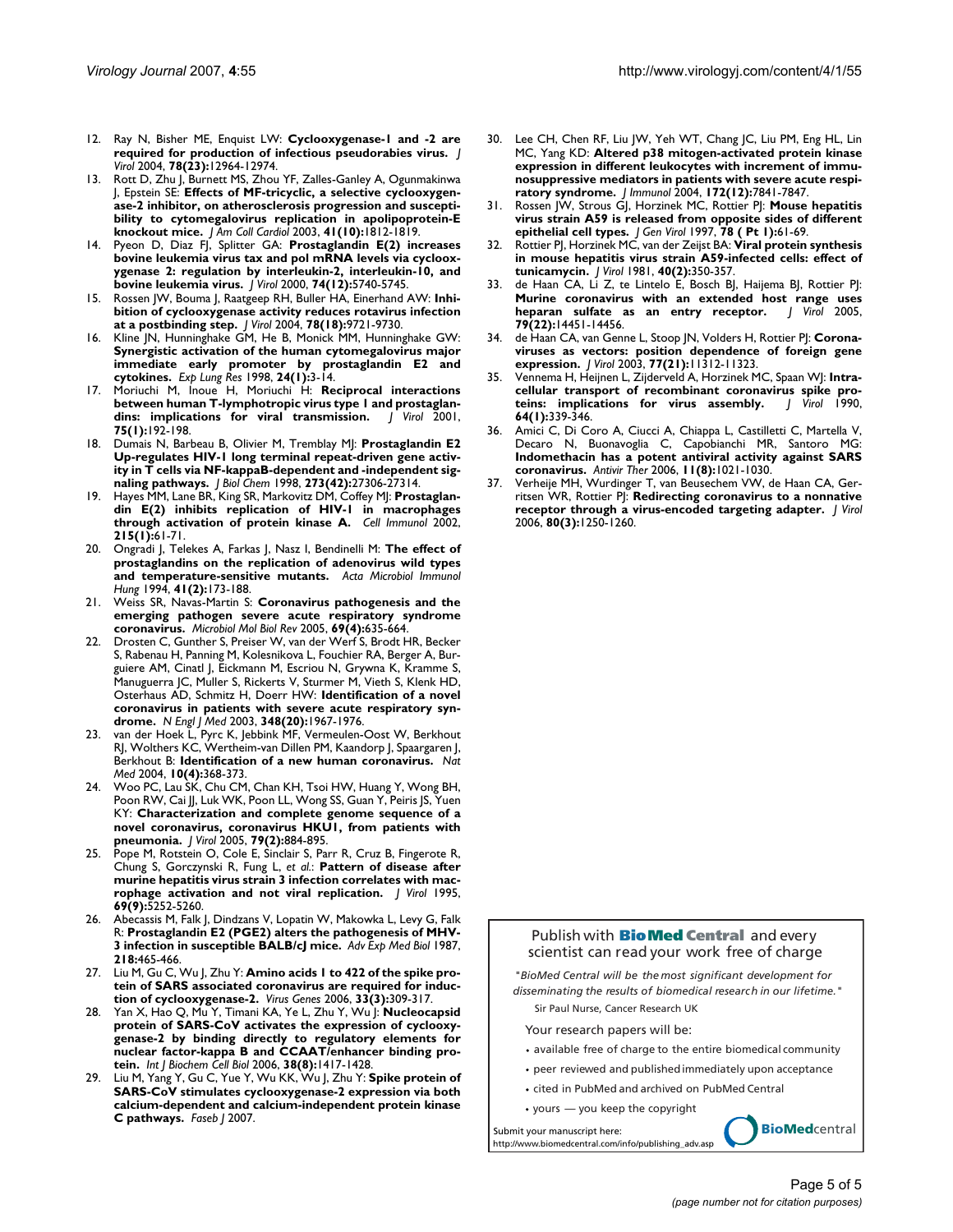12. Ray N, Bisher ME, Enquist LW: **Cyclooxygenase-1 and -2 are required for production of infectious pseudorabies virus.** *J Virol* 2004, **78(23):**12964-12974.
13. Rott D, Zhu J, Burnett MS, Zhou YF, Zalles-Ganley A, Ogunmakinwa J, Epstein SE: **Effects of MF-tricyclic, a selective cyclooxygenase-2 inhibitor, on atherosclerosis progression and susceptibility to cytomegalovirus replication in apolipoprotein-E knockout mice.** *J Am Coll Cardiol* 2003, **41(10):**1812-1819.
14. Pyeon D, Diaz FJ, Splitter GA: **Prostaglandin E(2) increases bovine leukemia virus tax and pol mRNA levels via cyclooxygenase 2: regulation by interleukin-2, interleukin-10, and bovine leukemia virus.** *J Virol* 2000, **74(12):**5740-5745.
15. Rossen JW, Bouma J, Raatgeep RH, Buller HA, Einerhand AW: **Inhibition of cyclooxygenase activity reduces rotavirus infection at a postbinding step.** *J Virol* 2004, **78(18):**9721-9730.
16. Kline JN, Hunninghake GM, He B, Monick MM, Hunninghake GW: **Synergistic activation of the human cytomegalovirus major immediate early promoter by prostaglandin E2 and cytokines.** *Exp Lung Res* 1998, **24(1):**3-14.
17. Moriuchi M, Inoue H, Moriuchi H: **Reciprocal interactions between human T-lymphotropic virus type I and prostaglandins: implications for viral transmission.** *J Virol* 2001, **75(1):**192-198.
18. Dumais N, Barbeau B, Olivier M, Tremblay MJ: **Prostaglandin E2 Up-regulates HIV-1 long terminal repeat-driven gene activity in T cells via NF-kappaB-dependent and -independent signaling pathways.** *J Biol Chem* 1998, **273(42):**27306-27314.
19. Hayes MM, Lane BR, King SR, Markovitz DM, Coffey MJ: **Prostaglandin E(2) inhibits replication of HIV-1 in macrophages through activation of protein kinase A.** *Cell Immunol* 2002, **215(1):**61-71.
20. Ongradi J, Telekes A, Farkas J, Nasz I, Bendinelli M: **The effect of prostaglandins on the replication of adenovirus wild types and temperature-sensitive mutants.** *Acta Microbiol Immunol Hung* 1994, **41(2):**173-188.
21. Weiss SR, Navas-Martin S: **Coronavirus pathogenesis and the emerging pathogen severe acute respiratory syndrome coronavirus.** *Microbiol Mol Biol Rev* 2005, **69(4):**635-664.
22. Drosten C, Gunther S, Preiser W, van der Werf S, Brodt HR, Becker S, Rabenau H, Panning M, Kolesnikova L, Fouchier RA, Berger A, Burguiere AM, Cinatl J, Eickmann M, Escriou N, Grywna K, Kramme S, Manuguerra JC, Muller S, Rickerts V, Sturmer M, Vieth S, Klenk HD, Osterhaus AD, Schmitz H, Doerr HW: **Identification of a novel coronavirus in patients with severe acute respiratory syndrome.** *N Engl J Med* 2003, **348(20):**1967-1976.
23. van der Hoek L, Pyrc K, Jebbink MF, Vermeulen-Oost W, Berkhout RJ, Wolthers KC, Wertheim-van Dillen PM, Kaandorp J, Spaargaren J, Berkhout B: **Identification of a new human coronavirus.** *Nat Med* 2004, **10(4):**368-373.
24. Woo PC, Lau SK, Chu CM, Chan KH, Tsoi HW, Huang Y, Wong BH, Poon RW, Cai JJ, Luk WK, Poon LL, Wong SS, Guan Y, Peiris JS, Yuen KY: **Characterization and complete genome sequence of a novel coronavirus, coronavirus HKU1, from patients with pneumonia.** *J Virol* 2005, **79(2):**884-895.
25. Pope M, Rotstein O, Cole E, Sinclair S, Parr R, Cruz B, Fingerote R, Chung S, Gorczynski R, Fung L, *et al.*: **Pattern of disease after murine hepatitis virus strain 3 infection correlates with macrophage activation and not viral replication.** *J Virol* 1995, **69(9):**5252-5260.
26. Abecassis M, Falk J, Dindzans V, Lopatin W, Makowka L, Levy G, Falk R: **Prostaglandin E2 (PGE2) alters the pathogenesis of MHV-3 infection in susceptible BALB/cJ mice.** *Adv Exp Med Biol* 1987, **218:**465-466.
27. Liu M, Gu C, Wu J, Zhu Y: **Amino acids 1 to 422 of the spike protein of SARS associated coronavirus are required for induction of cyclooxygenase-2.** *Virus Genes* 2006, **33(3):**309-317.
28. Yan X, Hao Q, Mu Y, Timani KA, Ye L, Zhu Y, Wu J: **Nucleocapsid protein of SARS-CoV activates the expression of cyclooxygenase-2 by binding directly to regulatory elements for nuclear factor-kappa B and CCAAT/enhancer binding protein.** *Int J Biochem Cell Biol* 2006, **38(8):**1417-1428.
29. Liu M, Yang Y, Gu C, Yue Y, Wu KK, Wu J, Zhu Y: **Spike protein of SARS-CoV stimulates cyclooxygenase-2 expression via both calcium-dependent and calcium-independent protein kinase C pathways.** *Faseb J* 2007.
30. Lee CH, Chen RF, Liu JW, Yeh WT, Chang JC, Liu PM, Eng HL, Lin MC, Yang KD: **Altered p38 mitogen-activated protein kinase expression in different leukocytes with increment of immunosuppressive mediators in patients with severe acute respiratory syndrome.** *J Immunol* 2004, **172(12):**7841-7847.
31. Rossen JW, Strous GJ, Horzinek MC, Rottier PJ: **Mouse hepatitis virus strain A59 is released from opposite sides of different epithelial cell types.** *J Gen Virol* 1997, **78 ( Pt 1):**61-69.
32. Rottier PJ, Horzinek MC, van der Zeijst BA: **Viral protein synthesis in mouse hepatitis virus strain A59-infected cells: effect of tunicamycin.** *J Virol* 1981, **40(2):**350-357.
33. de Haan CA, Li Z, te Lintelo E, Bosch BJ, Haijema BJ, Rottier PJ: **Murine coronavirus with an extended host range uses heparan sulfate as an entry receptor.** *J Virol* 2005, **79(22):**14451-14456.
34. de Haan CA, van Genne L, Stoop JN, Volders H, Rottier PJ: **Coronaviruses as vectors: position dependence of foreign gene expression.** *J Virol* 2003, **77(21):**11312-11323.
35. Vennema H, Heijnen L, Zijderveld A, Horzinek MC, Spaan WJ: **Intracellular transport of recombinant coronavirus spike proteins: implications for virus assembly.** *J Virol* 1990, **64(1):**339-346.
36. Amici C, Di Coro A, Ciucci A, Chiappa L, Castilletti C, Martella V, Decaro N, Buonavoglia C, Capobianchi MR, Santoro MG: **Indomethacin has a potent antiviral activity against SARS coronavirus.** *Antivir Ther* 2006, **11(8):**1021-1030.
37. Verheije MH, Wurdinger T, van Beusechem VW, de Haan CA, Gerritsen WR, Rottier PJ: **Redirecting coronavirus to a nonnative receptor through a virus-encoded targeting adapter.** *J Virol* 2006, **80(3):**1250-1260.

Publish with **BioMed Central** and every scientist can read your work free of charge

*"BioMed Central will be the most significant development for disseminating the results of biomedical research in our lifetime."*

Sir Paul Nurse, Cancer Research UK

Your research papers will be:

- available free of charge to the entire biomedical community
- peer reviewed and published immediately upon acceptance
- cited in PubMed and archived on PubMed Central
- yours — you keep the copyright

Submit your manuscript here:
http://www.biomedcentral.com/info/publishing_adv.asp

BioMedcentral